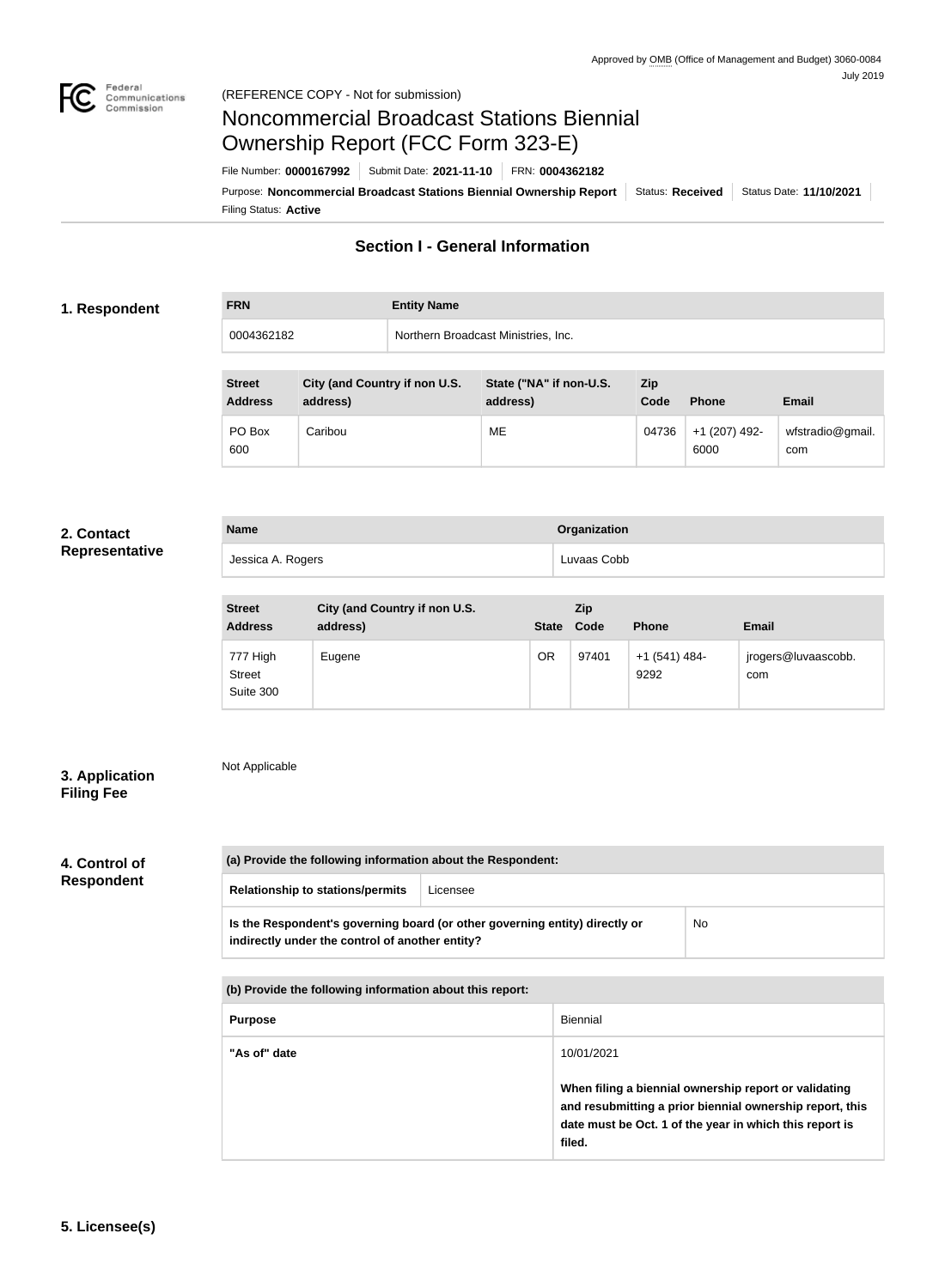Approved by OMB (Office of Management and Budget) 3060-0084
July 2019

(REFERENCE COPY - Not for submission)

# Noncommercial Broadcast Stations Biennial Ownership Report (FCC Form 323-E)

File Number: **0000167992** | Submit Date: **2021-11-10** | FRN: **0004362182**

Purpose: **Noncommercial Broadcast Stations Biennial Ownership Report** | Status: **Received** | Status Date: **11/10/2021**

Filing Status: **Active**

## Section I - General Information

### 1. Respondent

| FRN | Entity Name |
| --- | --- |
| 0004362182 | Northern Broadcast Ministries, Inc. |

| Street Address | City (and Country if non U.S. address) | State ("NA" if non-U.S. address) | Zip Code | Phone | Email |
| --- | --- | --- | --- | --- | --- |
| PO Box 600 | Caribou | ME | 04736 | +1 (207) 492-6000 | wfstradio@gmail.com |

### 2. Contact Representative

| Name | Organization |
| --- | --- |
| Jessica A. Rogers | Luvaas Cobb |

| Street Address | City (and Country if non U.S. address) | State | Zip Code | Phone | Email |
| --- | --- | --- | --- | --- | --- |
| 777 High Street Suite 300 | Eugene | OR | 97401 | +1 (541) 484-9292 | jrogers@luvaascobb.com |

### 3. Application Filing Fee

Not Applicable

### 4. Control of Respondent

| (a) Provide the following information about the Respondent: | |
| --- | --- |
| Relationship to stations/permits | Licensee |
| Is the Respondent's governing board (or other governing entity) directly or indirectly under the control of another entity? | No |

| (b) Provide the following information about this report: | |
| --- | --- |
| Purpose | Biennial |
| "As of" date | 10/01/2021<br><br>**When filing a biennial ownership report or validating and resubmitting a prior biennial ownership report, this date must be Oct. 1 of the year in which this report is filed.** |

### 5. Licensee(s)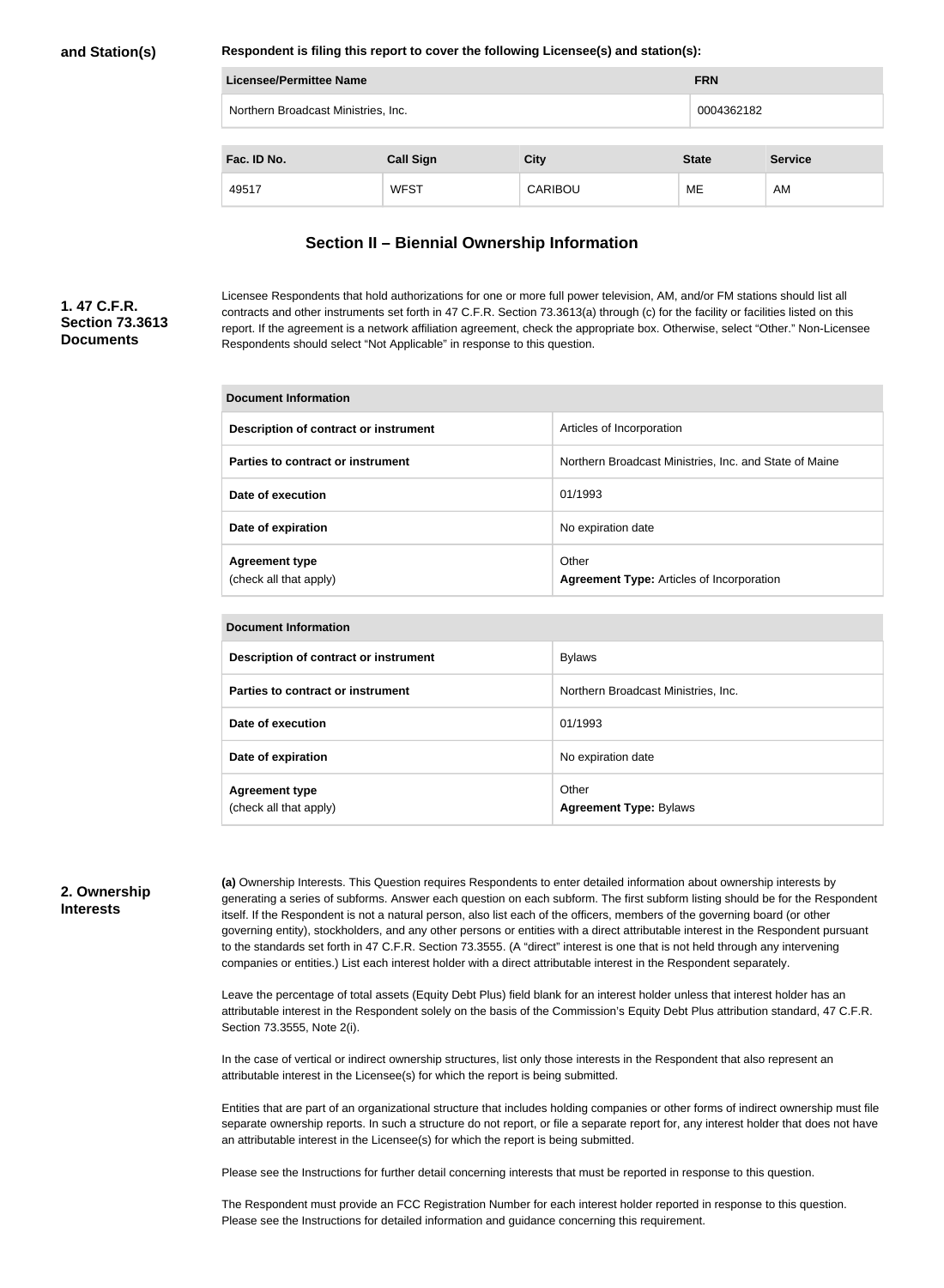**and Station(s)**

**Respondent is filing this report to cover the following Licensee(s) and station(s):**

| Licensee/Permittee Name | FRN |
| --- | --- |
| Northern Broadcast Ministries, Inc. | 0004362182 |

| Fac. ID No. | Call Sign | City | State | Service |
| --- | --- | --- | --- | --- |
| 49517 | WFST | CARIBOU | ME | AM |

## Section II – Biennial Ownership Information

**1. 47 C.F.R. Section 73.3613 Documents**

Licensee Respondents that hold authorizations for one or more full power television, AM, and/or FM stations should list all contracts and other instruments set forth in 47 C.F.R. Section 73.3613(a) through (c) for the facility or facilities listed on this report. If the agreement is a network affiliation agreement, check the appropriate box. Otherwise, select "Other." Non-Licensee Respondents should select "Not Applicable" in response to this question.

| Document Information | |
| --- | --- |
| **Description of contract or instrument** | Articles of Incorporation |
| **Parties to contract or instrument** | Northern Broadcast Ministries, Inc. and State of Maine |
| **Date of execution** | 01/1993 |
| **Date of expiration** | No expiration date |
| **Agreement type** (check all that apply) | Other **Agreement Type:** Articles of Incorporation |

| Document Information | |
| --- | --- |
| **Description of contract or instrument** | Bylaws |
| **Parties to contract or instrument** | Northern Broadcast Ministries, Inc. |
| **Date of execution** | 01/1993 |
| **Date of expiration** | No expiration date |
| **Agreement type** (check all that apply) | Other **Agreement Type:** Bylaws |

**2. Ownership Interests**

**(a)** Ownership Interests. This Question requires Respondents to enter detailed information about ownership interests by generating a series of subforms. Answer each question on each subform. The first subform listing should be for the Respondent itself. If the Respondent is not a natural person, also list each of the officers, members of the governing board (or other governing entity), stockholders, and any other persons or entities with a direct attributable interest in the Respondent pursuant to the standards set forth in 47 C.F.R. Section 73.3555. (A "direct" interest is one that is not held through any intervening companies or entities.) List each interest holder with a direct attributable interest in the Respondent separately.

Leave the percentage of total assets (Equity Debt Plus) field blank for an interest holder unless that interest holder has an attributable interest in the Respondent solely on the basis of the Commission's Equity Debt Plus attribution standard, 47 C.F.R. Section 73.3555, Note 2(i).

In the case of vertical or indirect ownership structures, list only those interests in the Respondent that also represent an attributable interest in the Licensee(s) for which the report is being submitted.

Entities that are part of an organizational structure that includes holding companies or other forms of indirect ownership must file separate ownership reports. In such a structure do not report, or file a separate report for, any interest holder that does not have an attributable interest in the Licensee(s) for which the report is being submitted.

Please see the Instructions for further detail concerning interests that must be reported in response to this question.

The Respondent must provide an FCC Registration Number for each interest holder reported in response to this question. Please see the Instructions for detailed information and guidance concerning this requirement.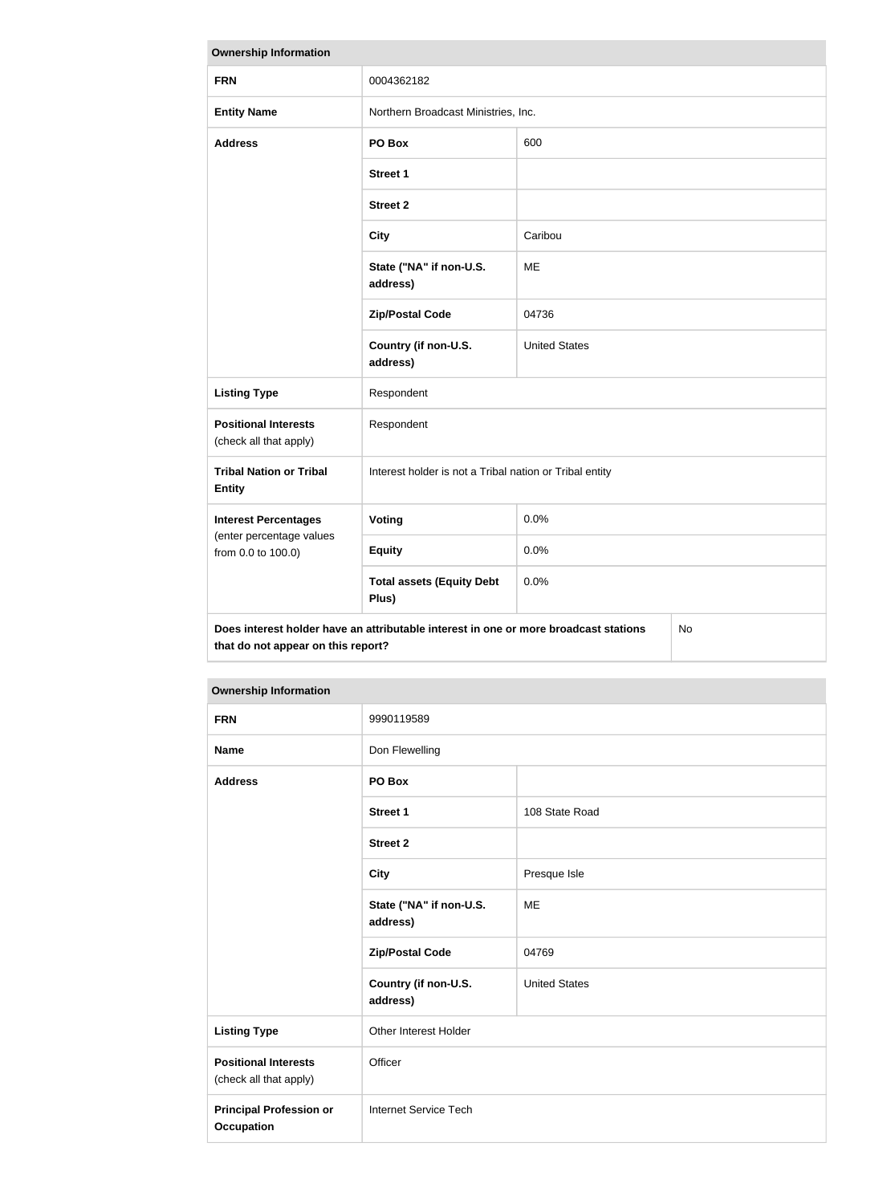| Ownership Information | | |
|---|---|---|
| **FRN** | 0004362182 | |
| **Entity Name** | Northern Broadcast Ministries, Inc. | |
| **Address** | **PO Box** | 600 |
| | **Street 1** | |
| | **Street 2** | |
| | **City** | Caribou |
| | **State ("NA" if non-U.S. address)** | ME |
| | **Zip/Postal Code** | 04736 |
| | **Country (if non-U.S. address)** | United States |
| **Listing Type** | Respondent | |
| **Positional Interests** (check all that apply) | Respondent | |
| **Tribal Nation or Tribal Entity** | Interest holder is not a Tribal nation or Tribal entity | |
| **Interest Percentages** (enter percentage values from 0.0 to 100.0) | **Voting** | 0.0% |
| | **Equity** | 0.0% |
| | **Total assets (Equity Debt Plus)** | 0.0% |
| **Does interest holder have an attributable interest in one or more broadcast stations that do not appear on this report?** | | No |

| Ownership Information | | |
|---|---|---|
| **FRN** | 9990119589 | |
| **Name** | Don Flewelling | |
| **Address** | **PO Box** | |
| | **Street 1** | 108 State Road |
| | **Street 2** | |
| | **City** | Presque Isle |
| | **State ("NA" if non-U.S. address)** | ME |
| | **Zip/Postal Code** | 04769 |
| | **Country (if non-U.S. address)** | United States |
| **Listing Type** | Other Interest Holder | |
| **Positional Interests** (check all that apply) | Officer | |
| **Principal Profession or Occupation** | Internet Service Tech | |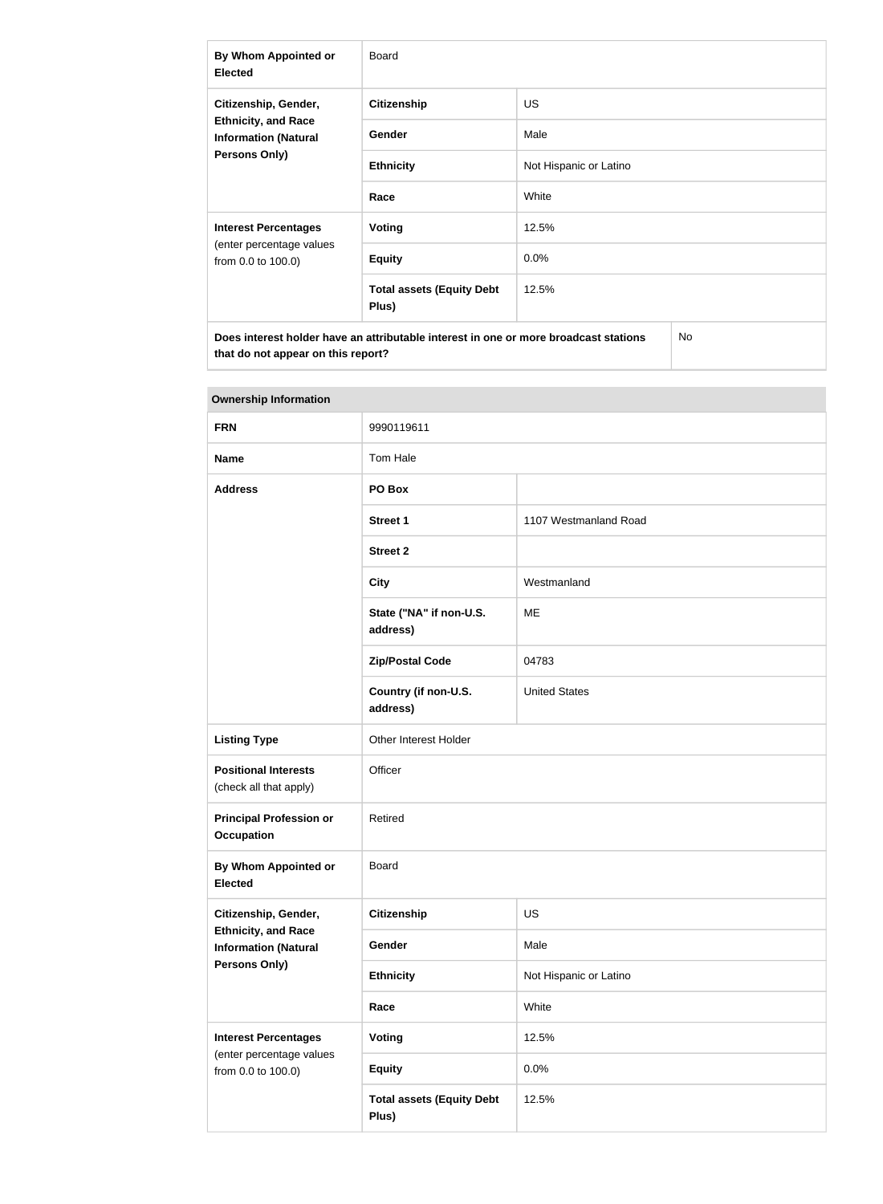| By Whom Appointed or Elected | Board | |
|---|---|---|
| Citizenship, Gender, Ethnicity, and Race Information (Natural Persons Only) | Citizenship | US |
| | Gender | Male |
| | Ethnicity | Not Hispanic or Latino |
| | Race | White |
| Interest Percentages (enter percentage values from 0.0 to 100.0) | Voting | 12.5% |
| | Equity | 0.0% |
| | Total assets (Equity Debt Plus) | 12.5% |
| Does interest holder have an attributable interest in one or more broadcast stations that do not appear on this report? | | No |

| Ownership Information | | |
|---|---|---|
| FRN | 9990119611 | |
| Name | Tom Hale | |
| Address | PO Box | |
| | Street 1 | 1107 Westmanland Road |
| | Street 2 | |
| | City | Westmanland |
| | State ("NA" if non-U.S. address) | ME |
| | Zip/Postal Code | 04783 |
| | Country (if non-U.S. address) | United States |
| Listing Type | Other Interest Holder | |
| Positional Interests (check all that apply) | Officer | |
| Principal Profession or Occupation | Retired | |
| By Whom Appointed or Elected | Board | |
| Citizenship, Gender, Ethnicity, and Race Information (Natural Persons Only) | Citizenship | US |
| | Gender | Male |
| | Ethnicity | Not Hispanic or Latino |
| | Race | White |
| Interest Percentages (enter percentage values from 0.0 to 100.0) | Voting | 12.5% |
| | Equity | 0.0% |
| | Total assets (Equity Debt Plus) | 12.5% |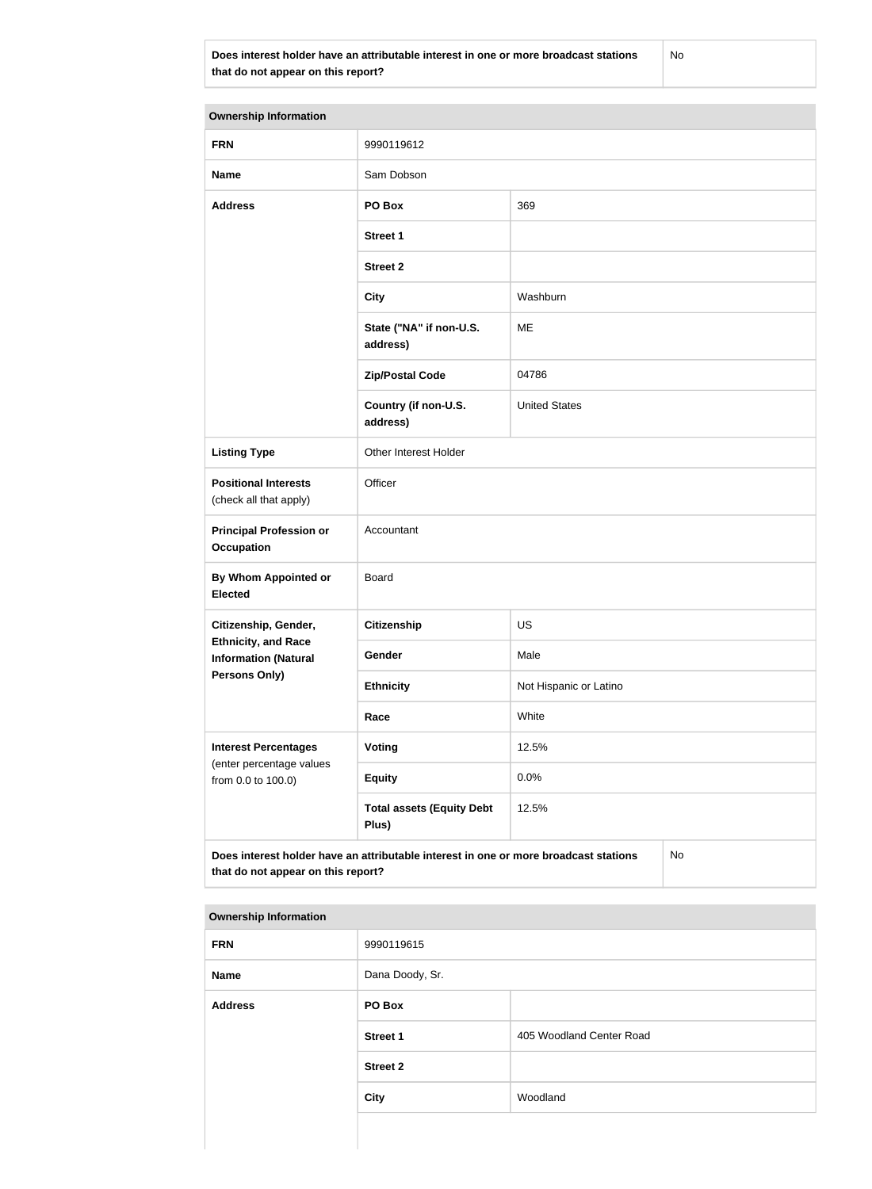| Does interest holder have an attributable interest in one or more broadcast stations that do not appear on this report? | No |
| --- | --- |

| Ownership Information | | |
| --- | --- | --- |
| **FRN** | 9990119612 | |
| **Name** | Sam Dobson | |
| **Address** | **PO Box** | 369 |
| | **Street 1** | |
| | **Street 2** | |
| | **City** | Washburn |
| | **State ("NA" if non-U.S. address)** | ME |
| | **Zip/Postal Code** | 04786 |
| | **Country (if non-U.S. address)** | United States |
| **Listing Type** | Other Interest Holder | |
| **Positional Interests** (check all that apply) | Officer | |
| **Principal Profession or Occupation** | Accountant | |
| **By Whom Appointed or Elected** | Board | |
| **Citizenship, Gender, Ethnicity, and Race Information (Natural Persons Only)** | **Citizenship** | US |
| | **Gender** | Male |
| | **Ethnicity** | Not Hispanic or Latino |
| | **Race** | White |
| **Interest Percentages** (enter percentage values from 0.0 to 100.0) | **Voting** | 12.5% |
| | **Equity** | 0.0% |
| | **Total assets (Equity Debt Plus)** | 12.5% |
| **Does interest holder have an attributable interest in one or more broadcast stations that do not appear on this report?** | No | |

| Ownership Information | | |
| --- | --- | --- |
| **FRN** | 9990119615 | |
| **Name** | Dana Doody, Sr. | |
| **Address** | **PO Box** | |
| | **Street 1** | 405 Woodland Center Road |
| | **Street 2** | |
| | **City** | Woodland |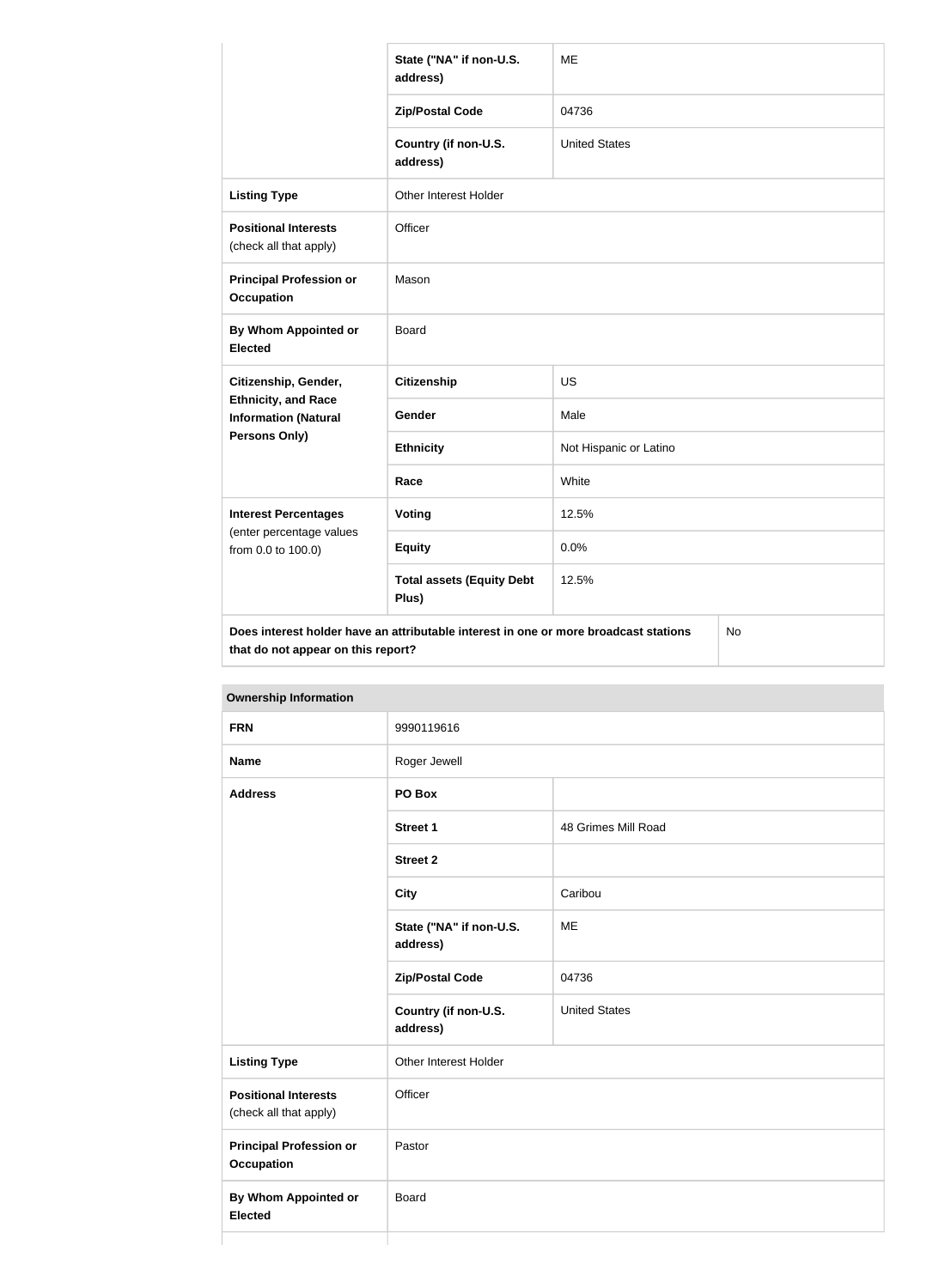| | | |
|---|---|---|
| | State ("NA" if non-U.S. address) | ME |
| | Zip/Postal Code | 04736 |
| | Country (if non-U.S. address) | United States |
| **Listing Type** | Other Interest Holder | |
| **Positional Interests** (check all that apply) | Officer | |
| **Principal Profession or Occupation** | Mason | |
| **By Whom Appointed or Elected** | Board | |
| **Citizenship, Gender, Ethnicity, and Race Information (Natural Persons Only)** | **Citizenship** | US |
| | **Gender** | Male |
| | **Ethnicity** | Not Hispanic or Latino |
| | **Race** | White |
| **Interest Percentages** (enter percentage values from 0.0 to 100.0) | **Voting** | 12.5% |
| | **Equity** | 0.0% |
| | **Total assets (Equity Debt Plus)** | 12.5% |
| **Does interest holder have an attributable interest in one or more broadcast stations that do not appear on this report?** | | No |

| **Ownership Information** | | |
|---|---|---|
| **FRN** | 9990119616 | |
| **Name** | Roger Jewell | |
| **Address** | **PO Box** | |
| | **Street 1** | 48 Grimes Mill Road |
| | **Street 2** | |
| | **City** | Caribou |
| | **State ("NA" if non-U.S. address)** | ME |
| | **Zip/Postal Code** | 04736 |
| | **Country (if non-U.S. address)** | United States |
| **Listing Type** | Other Interest Holder | |
| **Positional Interests** (check all that apply) | Officer | |
| **Principal Profession or Occupation** | Pastor | |
| **By Whom Appointed or Elected** | Board | |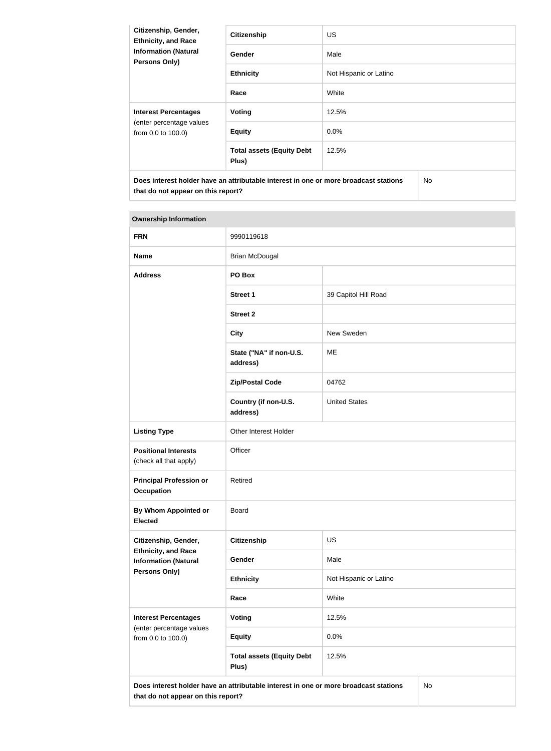| Citizenship, Gender, Ethnicity, and Race Information (Natural Persons Only) | Citizenship | US |
|---|---|---|
| | Gender | Male |
| | Ethnicity | Not Hispanic or Latino |
| | Race | White |
| Interest Percentages (enter percentage values from 0.0 to 100.0) | Voting | 12.5% |
| | Equity | 0.0% |
| | Total assets (Equity Debt Plus) | 12.5% |
| Does interest holder have an attributable interest in one or more broadcast stations that do not appear on this report? | | No |

| Ownership Information | | |
|---|---|---|
| FRN | 9990119618 | |
| Name | Brian McDougal | |
| Address | PO Box | |
| | Street 1 | 39 Capitol Hill Road |
| | Street 2 | |
| | City | New Sweden |
| | State ("NA" if non-U.S. address) | ME |
| | Zip/Postal Code | 04762 |
| | Country (if non-U.S. address) | United States |
| Listing Type | Other Interest Holder | |
| Positional Interests (check all that apply) | Officer | |
| Principal Profession or Occupation | Retired | |
| By Whom Appointed or Elected | Board | |
| Citizenship, Gender, Ethnicity, and Race Information (Natural Persons Only) | Citizenship | US |
| | Gender | Male |
| | Ethnicity | Not Hispanic or Latino |
| | Race | White |
| Interest Percentages (enter percentage values from 0.0 to 100.0) | Voting | 12.5% |
| | Equity | 0.0% |
| | Total assets (Equity Debt Plus) | 12.5% |
| Does interest holder have an attributable interest in one or more broadcast stations that do not appear on this report? | | No |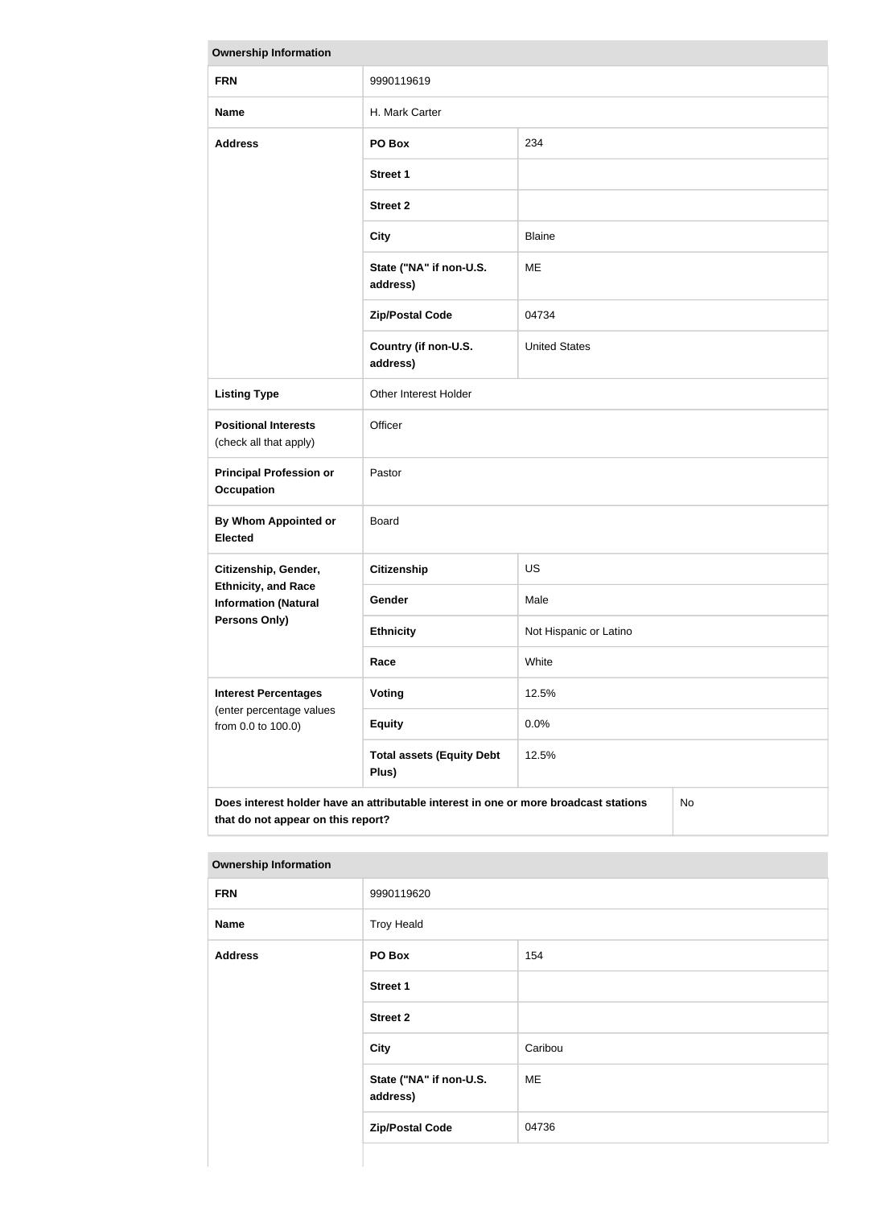| Ownership Information | | |
|---|---|---|
| **FRN** | 9990119619 | |
| **Name** | H. Mark Carter | |
| **Address** | **PO Box** | 234 |
| | **Street 1** | |
| | **Street 2** | |
| | **City** | Blaine |
| | **State ("NA" if non-U.S. address)** | ME |
| | **Zip/Postal Code** | 04734 |
| | **Country (if non-U.S. address)** | United States |
| **Listing Type** | Other Interest Holder | |
| **Positional Interests** (check all that apply) | Officer | |
| **Principal Profession or Occupation** | Pastor | |
| **By Whom Appointed or Elected** | Board | |
| **Citizenship, Gender, Ethnicity, and Race Information (Natural Persons Only)** | **Citizenship** | US |
| | **Gender** | Male |
| | **Ethnicity** | Not Hispanic or Latino |
| | **Race** | White |
| **Interest Percentages** (enter percentage values from 0.0 to 100.0) | **Voting** | 12.5% |
| | **Equity** | 0.0% |
| | **Total assets (Equity Debt Plus)** | 12.5% |
| **Does interest holder have an attributable interest in one or more broadcast stations that do not appear on this report?** | | No |

| Ownership Information | | |
|---|---|---|
| **FRN** | 9990119620 | |
| **Name** | Troy Heald | |
| **Address** | **PO Box** | 154 |
| | **Street 1** | |
| | **Street 2** | |
| | **City** | Caribou |
| | **State ("NA" if non-U.S. address)** | ME |
| | **Zip/Postal Code** | 04736 |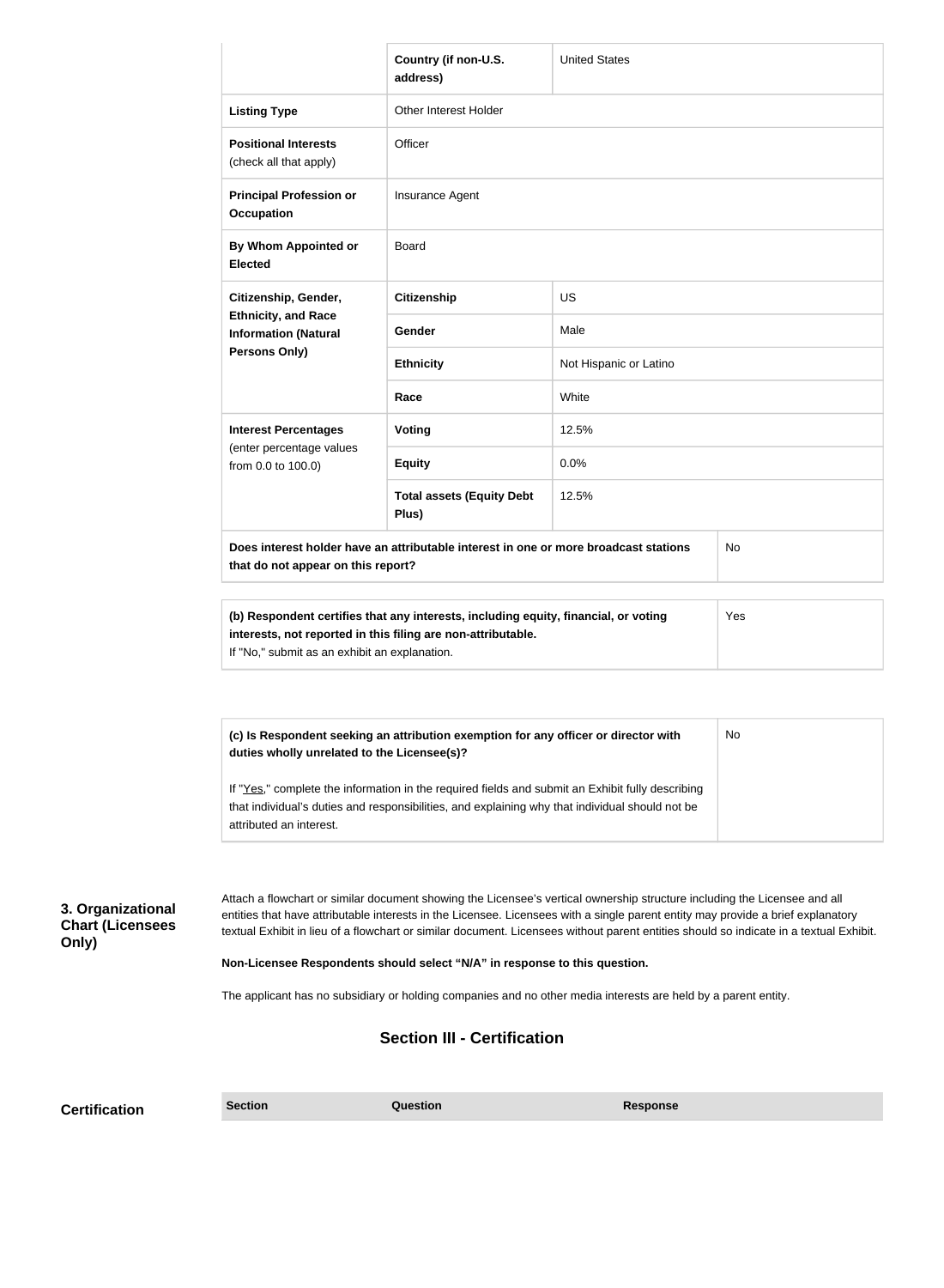| | | |
|---|---|---|
| | **Country (if non-U.S. address)** | United States |
| **Listing Type** | Other Interest Holder | |
| **Positional Interests** (check all that apply) | Officer | |
| **Principal Profession or Occupation** | Insurance Agent | |
| **By Whom Appointed or Elected** | Board | |
| **Citizenship, Gender, Ethnicity, and Race Information (Natural Persons Only)** | **Citizenship** | US |
| | **Gender** | Male |
| | **Ethnicity** | Not Hispanic or Latino |
| | **Race** | White |
| **Interest Percentages** (enter percentage values from 0.0 to 100.0) | **Voting** | 12.5% |
| | **Equity** | 0.0% |
| | **Total assets (Equity Debt Plus)** | 12.5% |
| **Does interest holder have an attributable interest in one or more broadcast stations that do not appear on this report?** | | No |

| | |
|---|---|
| **(b) Respondent certifies that any interests, including equity, financial, or voting interests, not reported in this filing are non-attributable.** If "No," submit as an exhibit an explanation. | Yes |

| | |
|---|---|
| **(c) Is Respondent seeking an attribution exemption for any officer or director with duties wholly unrelated to the Licensee(s)?** If "Yes," complete the information in the required fields and submit an Exhibit fully describing that individual's duties and responsibilities, and explaining why that individual should not be attributed an interest. | No |

### 3. Organizational Chart (Licensees Only)

Attach a flowchart or similar document showing the Licensee's vertical ownership structure including the Licensee and all entities that have attributable interests in the Licensee. Licensees with a single parent entity may provide a brief explanatory textual Exhibit in lieu of a flowchart or similar document. Licensees without parent entities should so indicate in a textual Exhibit.

**Non-Licensee Respondents should select "N/A" in response to this question.**

The applicant has no subsidiary or holding companies and no other media interests are held by a parent entity.

## Section III - Certification

**Certification**

| Section | Question | Response |
|---|---|---|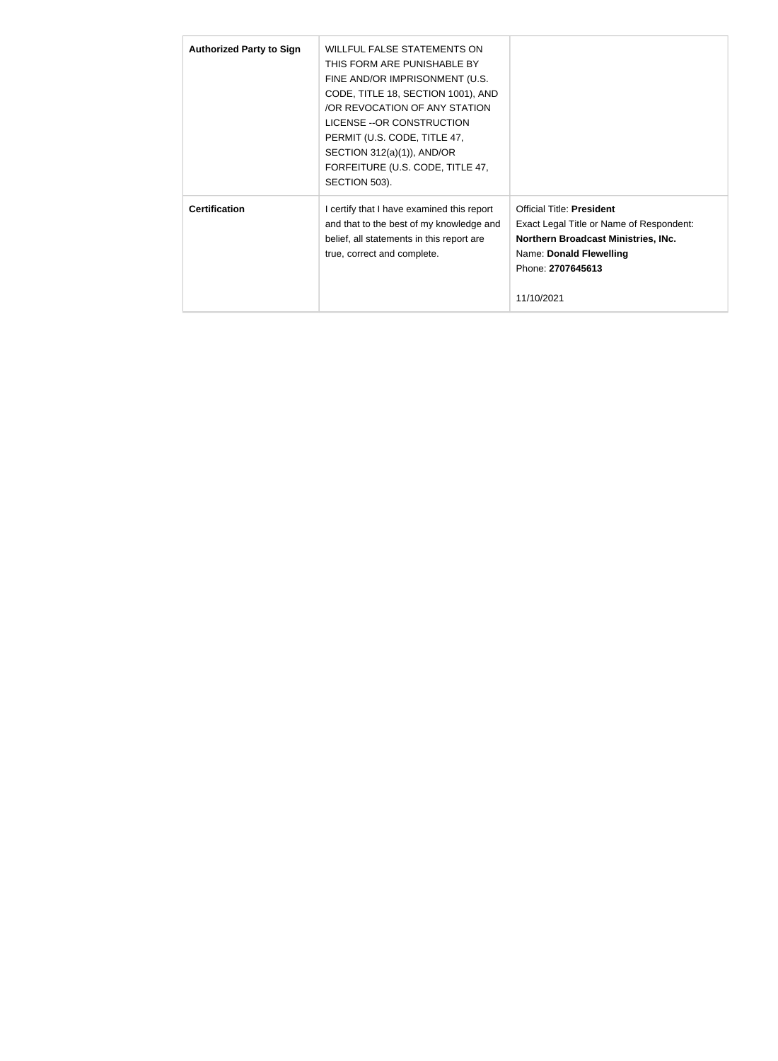| | | |
|---|---|---|
| **Authorized Party to Sign** | WILLFUL FALSE STATEMENTS ON THIS FORM ARE PUNISHABLE BY FINE AND/OR IMPRISONMENT (U.S. CODE, TITLE 18, SECTION 1001), AND /OR REVOCATION OF ANY STATION LICENSE --OR CONSTRUCTION PERMIT (U.S. CODE, TITLE 47, SECTION 312(a)(1)), AND/OR FORFEITURE (U.S. CODE, TITLE 47, SECTION 503). | |
| **Certification** | I certify that I have examined this report and that to the best of my knowledge and belief, all statements in this report are true, correct and complete. | Official Title: **President**<br>Exact Legal Title or Name of Respondent: **Northern Broadcast Ministries, INc.**<br>Name: **Donald Flewelling**<br>Phone: **2707645613**<br><br>11/10/2021 |